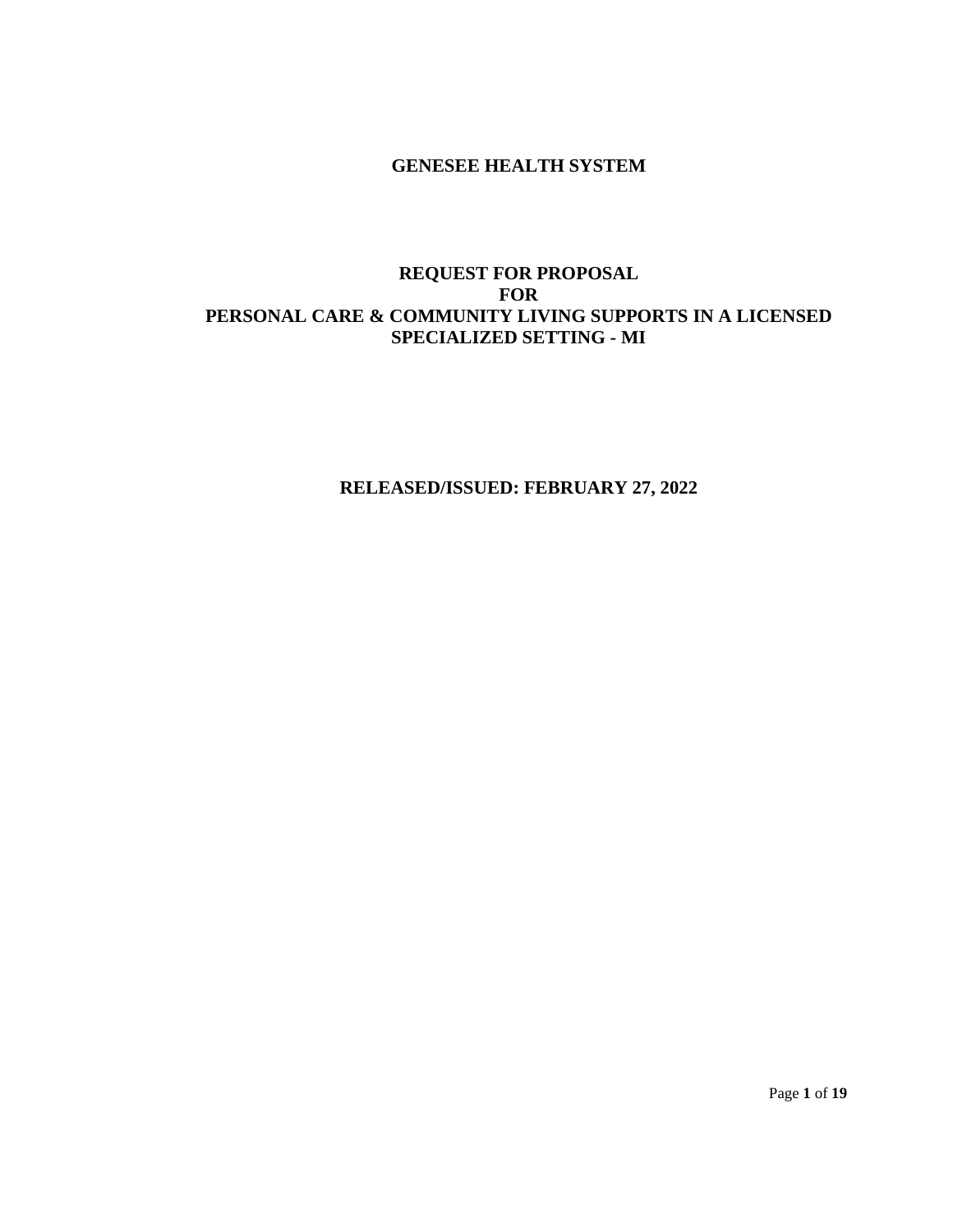# GENESEE HEALTH SYSTEM

## REQUEST FOR PROPOSAL
## FOR
## PERSONAL CARE & COMMUNITY LIVING SUPPORTS IN A LICENSED SPECIALIZED SETTING - MI

**RELEASED/ISSUED: FEBRUARY 27, 2022**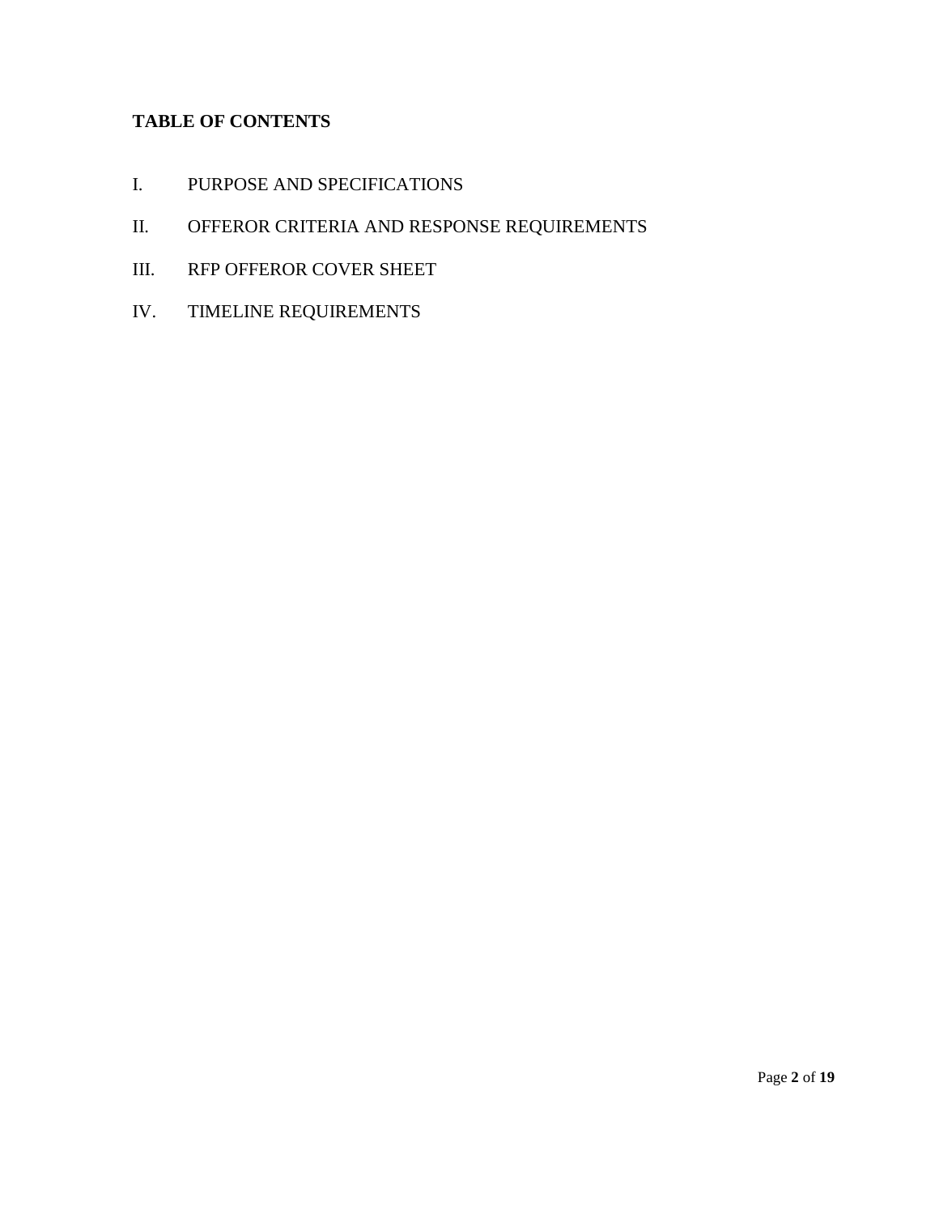**TABLE OF CONTENTS**

I. PURPOSE AND SPECIFICATIONS

II. OFFEROR CRITERIA AND RESPONSE REQUIREMENTS

III. RFP OFFEROR COVER SHEET

IV. TIMELINE REQUIREMENTS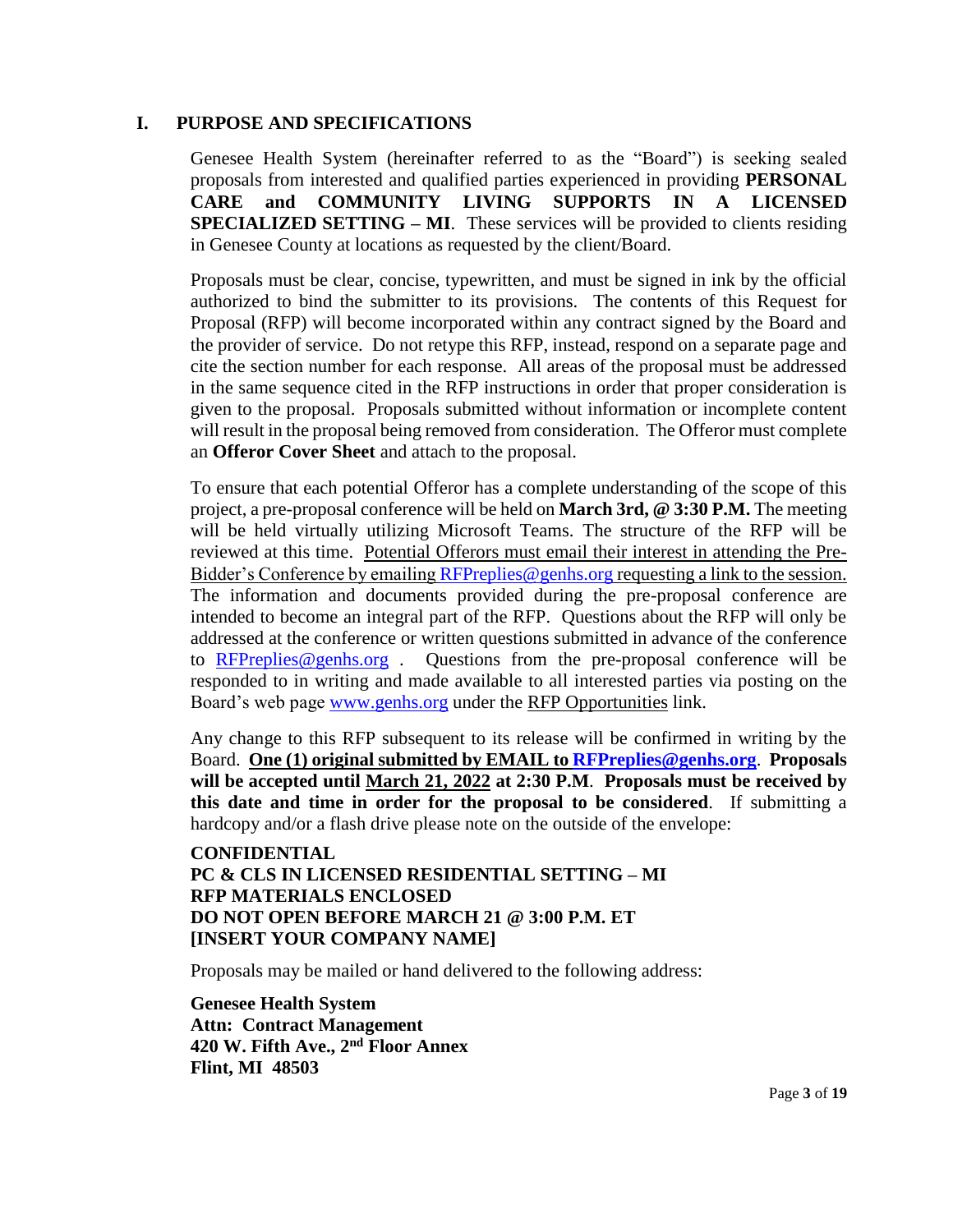## I. PURPOSE AND SPECIFICATIONS

Genesee Health System (hereinafter referred to as the "Board") is seeking sealed proposals from interested and qualified parties experienced in providing **PERSONAL CARE and COMMUNITY LIVING SUPPORTS IN A LICENSED SPECIALIZED SETTING – MI**. These services will be provided to clients residing in Genesee County at locations as requested by the client/Board.

Proposals must be clear, concise, typewritten, and must be signed in ink by the official authorized to bind the submitter to its provisions. The contents of this Request for Proposal (RFP) will become incorporated within any contract signed by the Board and the provider of service. Do not retype this RFP, instead, respond on a separate page and cite the section number for each response. All areas of the proposal must be addressed in the same sequence cited in the RFP instructions in order that proper consideration is given to the proposal. Proposals submitted without information or incomplete content will result in the proposal being removed from consideration. The Offeror must complete an **Offeror Cover Sheet** and attach to the proposal.

To ensure that each potential Offeror has a complete understanding of the scope of this project, a pre-proposal conference will be held on **March 3rd, @ 3:30 P.M.** The meeting will be held virtually utilizing Microsoft Teams. The structure of the RFP will be reviewed at this time. Potential Offerors must email their interest in attending the Pre-Bidder's Conference by emailing RFPreplies@genhs.org requesting a link to the session. The information and documents provided during the pre-proposal conference are intended to become an integral part of the RFP. Questions about the RFP will only be addressed at the conference or written questions submitted in advance of the conference to RFPreplies@genhs.org . Questions from the pre-proposal conference will be responded to in writing and made available to all interested parties via posting on the Board's web page www.genhs.org under the RFP Opportunities link.

Any change to this RFP subsequent to its release will be confirmed in writing by the Board. **One (1) original submitted by EMAIL to RFPreplies@genhs.org**. **Proposals will be accepted until March 21, 2022 at 2:30 P.M**. **Proposals must be received by this date and time in order for the proposal to be considered**. If submitting a hardcopy and/or a flash drive please note on the outside of the envelope:

**CONFIDENTIAL**
**PC & CLS IN LICENSED RESIDENTIAL SETTING – MI**
**RFP MATERIALS ENCLOSED**
**DO NOT OPEN BEFORE MARCH 21 @ 3:00 P.M. ET**
**[INSERT YOUR COMPANY NAME]**

Proposals may be mailed or hand delivered to the following address:

**Genesee Health System**
**Attn: Contract Management**
**420 W. Fifth Ave., 2nd Floor Annex**
**Flint, MI 48503**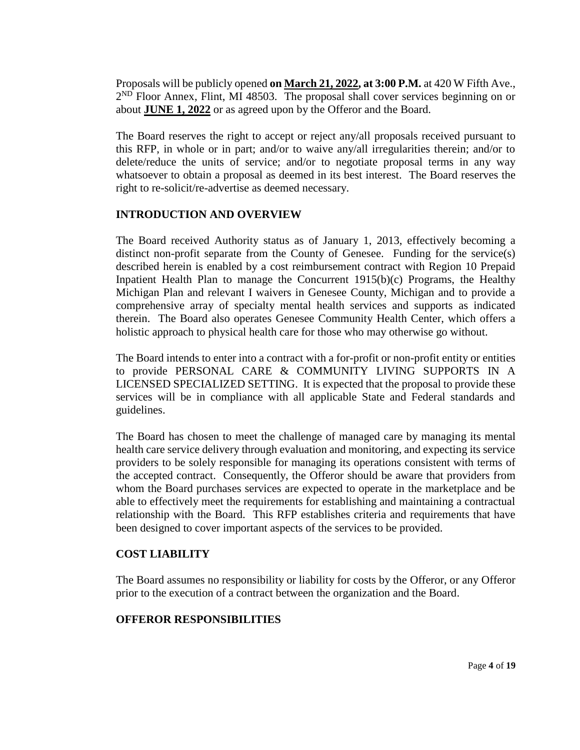Proposals will be publicly opened **on <u>March 21, 2022</u>, at 3:00 P.M.** at 420 W Fifth Ave., 2[ND] Floor Annex, Flint, MI 48503. The proposal shall cover services beginning on or about **<u>JUNE 1, 2022</u>** or as agreed upon by the Offeror and the Board.

The Board reserves the right to accept or reject any/all proposals received pursuant to this RFP, in whole or in part; and/or to waive any/all irregularities therein; and/or to delete/reduce the units of service; and/or to negotiate proposal terms in any way whatsoever to obtain a proposal as deemed in its best interest. The Board reserves the right to re-solicit/re-advertise as deemed necessary.

## INTRODUCTION AND OVERVIEW

The Board received Authority status as of January 1, 2013, effectively becoming a distinct non-profit separate from the County of Genesee. Funding for the service(s) described herein is enabled by a cost reimbursement contract with Region 10 Prepaid Inpatient Health Plan to manage the Concurrent 1915(b)(c) Programs, the Healthy Michigan Plan and relevant I waivers in Genesee County, Michigan and to provide a comprehensive array of specialty mental health services and supports as indicated therein. The Board also operates Genesee Community Health Center, which offers a holistic approach to physical health care for those who may otherwise go without.

The Board intends to enter into a contract with a for-profit or non-profit entity or entities to provide PERSONAL CARE & COMMUNITY LIVING SUPPORTS IN A LICENSED SPECIALIZED SETTING. It is expected that the proposal to provide these services will be in compliance with all applicable State and Federal standards and guidelines.

The Board has chosen to meet the challenge of managed care by managing its mental health care service delivery through evaluation and monitoring, and expecting its service providers to be solely responsible for managing its operations consistent with terms of the accepted contract. Consequently, the Offeror should be aware that providers from whom the Board purchases services are expected to operate in the marketplace and be able to effectively meet the requirements for establishing and maintaining a contractual relationship with the Board. This RFP establishes criteria and requirements that have been designed to cover important aspects of the services to be provided.

## COST LIABILITY

The Board assumes no responsibility or liability for costs by the Offeror, or any Offeror prior to the execution of a contract between the organization and the Board.

## OFFEROR RESPONSIBILITIES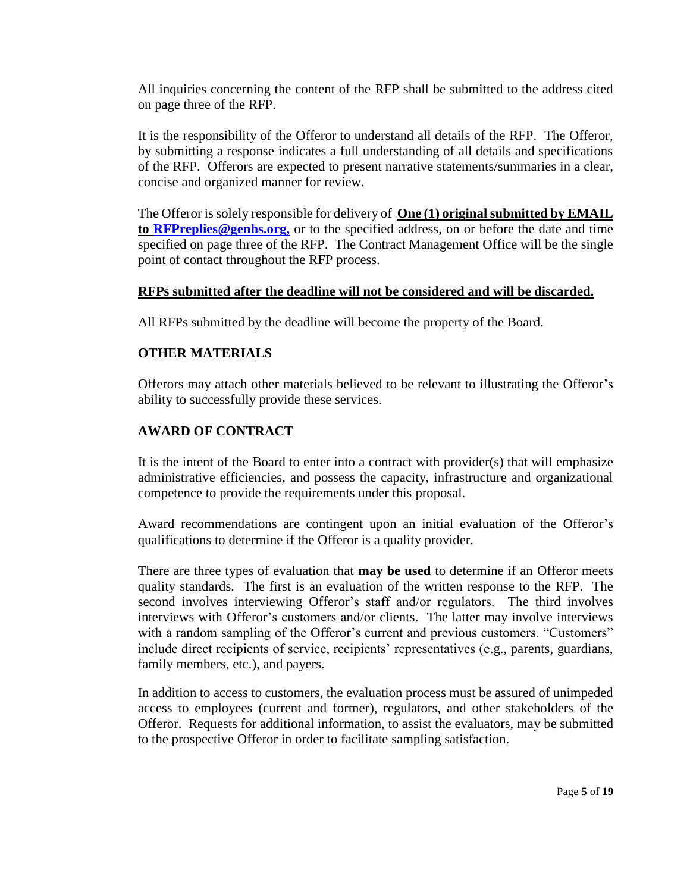All inquiries concerning the content of the RFP shall be submitted to the address cited on page three of the RFP.

It is the responsibility of the Offeror to understand all details of the RFP. The Offeror, by submitting a response indicates a full understanding of all details and specifications of the RFP. Offerors are expected to present narrative statements/summaries in a clear, concise and organized manner for review.

The Offeror is solely responsible for delivery of **One (1) original submitted by EMAIL to RFPreplies@genhs.org,** or to the specified address, on or before the date and time specified on page three of the RFP. The Contract Management Office will be the single point of contact throughout the RFP process.

**RFPs submitted after the deadline will not be considered and will be discarded.**

All RFPs submitted by the deadline will become the property of the Board.

## OTHER MATERIALS

Offerors may attach other materials believed to be relevant to illustrating the Offeror's ability to successfully provide these services.

## AWARD OF CONTRACT

It is the intent of the Board to enter into a contract with provider(s) that will emphasize administrative efficiencies, and possess the capacity, infrastructure and organizational competence to provide the requirements under this proposal.

Award recommendations are contingent upon an initial evaluation of the Offeror's qualifications to determine if the Offeror is a quality provider.

There are three types of evaluation that **may be used** to determine if an Offeror meets quality standards. The first is an evaluation of the written response to the RFP. The second involves interviewing Offeror's staff and/or regulators. The third involves interviews with Offeror's customers and/or clients. The latter may involve interviews with a random sampling of the Offeror's current and previous customers. "Customers" include direct recipients of service, recipients' representatives (e.g., parents, guardians, family members, etc.), and payers.

In addition to access to customers, the evaluation process must be assured of unimpeded access to employees (current and former), regulators, and other stakeholders of the Offeror. Requests for additional information, to assist the evaluators, may be submitted to the prospective Offeror in order to facilitate sampling satisfaction.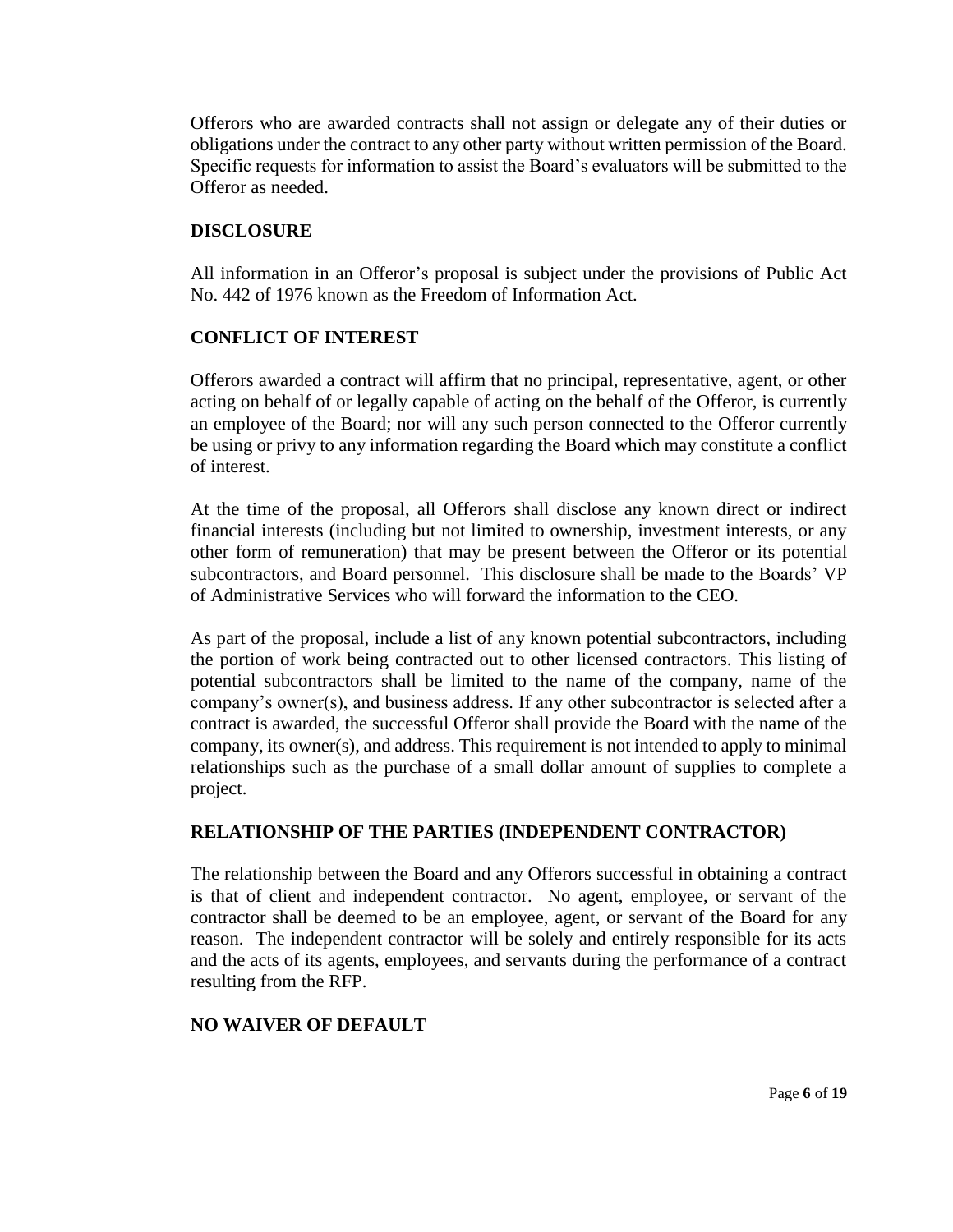Offerors who are awarded contracts shall not assign or delegate any of their duties or obligations under the contract to any other party without written permission of the Board. Specific requests for information to assist the Board's evaluators will be submitted to the Offeror as needed.

## DISCLOSURE

All information in an Offeror's proposal is subject under the provisions of Public Act No. 442 of 1976 known as the Freedom of Information Act.

## CONFLICT OF INTEREST

Offerors awarded a contract will affirm that no principal, representative, agent, or other acting on behalf of or legally capable of acting on the behalf of the Offeror, is currently an employee of the Board; nor will any such person connected to the Offeror currently be using or privy to any information regarding the Board which may constitute a conflict of interest.

At the time of the proposal, all Offerors shall disclose any known direct or indirect financial interests (including but not limited to ownership, investment interests, or any other form of remuneration) that may be present between the Offeror or its potential subcontractors, and Board personnel. This disclosure shall be made to the Boards' VP of Administrative Services who will forward the information to the CEO.

As part of the proposal, include a list of any known potential subcontractors, including the portion of work being contracted out to other licensed contractors. This listing of potential subcontractors shall be limited to the name of the company, name of the company's owner(s), and business address. If any other subcontractor is selected after a contract is awarded, the successful Offeror shall provide the Board with the name of the company, its owner(s), and address. This requirement is not intended to apply to minimal relationships such as the purchase of a small dollar amount of supplies to complete a project.

## RELATIONSHIP OF THE PARTIES (INDEPENDENT CONTRACTOR)

The relationship between the Board and any Offerors successful in obtaining a contract is that of client and independent contractor. No agent, employee, or servant of the contractor shall be deemed to be an employee, agent, or servant of the Board for any reason. The independent contractor will be solely and entirely responsible for its acts and the acts of its agents, employees, and servants during the performance of a contract resulting from the RFP.

## NO WAIVER OF DEFAULT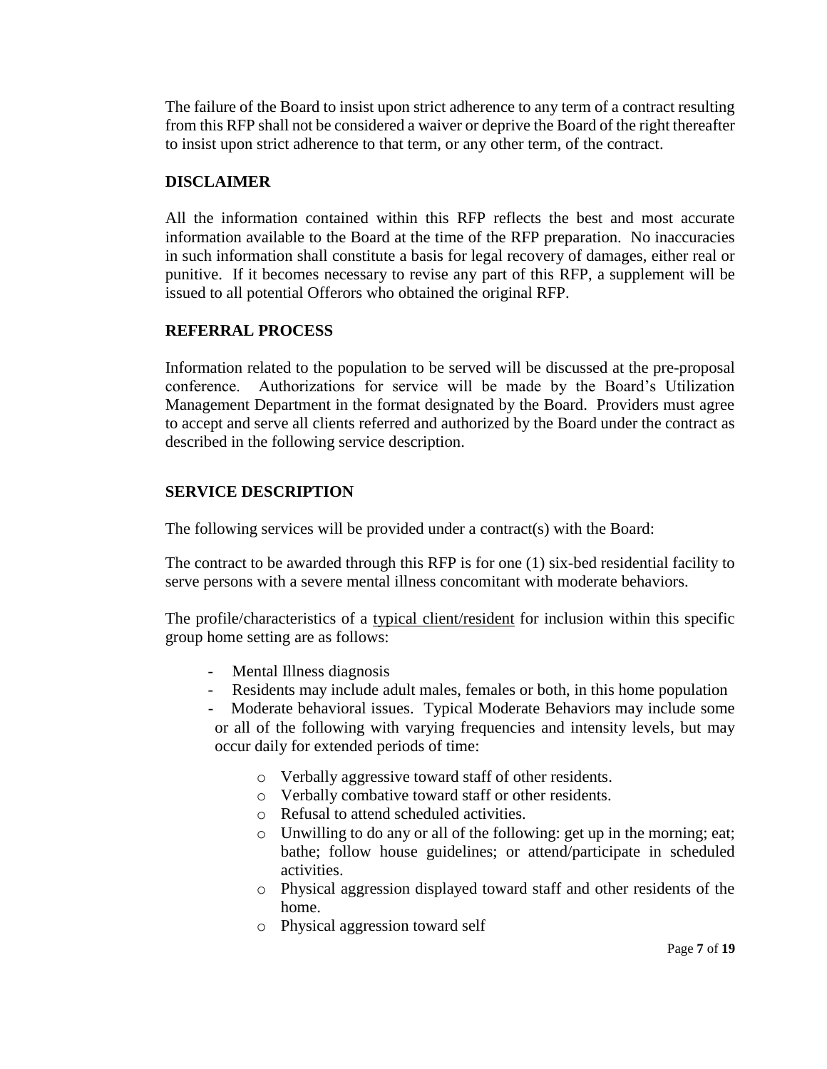The failure of the Board to insist upon strict adherence to any term of a contract resulting from this RFP shall not be considered a waiver or deprive the Board of the right thereafter to insist upon strict adherence to that term, or any other term, of the contract.

## DISCLAIMER

All the information contained within this RFP reflects the best and most accurate information available to the Board at the time of the RFP preparation. No inaccuracies in such information shall constitute a basis for legal recovery of damages, either real or punitive. If it becomes necessary to revise any part of this RFP, a supplement will be issued to all potential Offerors who obtained the original RFP.

## REFERRAL PROCESS

Information related to the population to be served will be discussed at the pre-proposal conference. Authorizations for service will be made by the Board's Utilization Management Department in the format designated by the Board. Providers must agree to accept and serve all clients referred and authorized by the Board under the contract as described in the following service description.

## SERVICE DESCRIPTION

The following services will be provided under a contract(s) with the Board:

The contract to be awarded through this RFP is for one (1) six-bed residential facility to serve persons with a severe mental illness concomitant with moderate behaviors.

The profile/characteristics of a typical client/resident for inclusion within this specific group home setting are as follows:

- Mental Illness diagnosis
- Residents may include adult males, females or both, in this home population
- Moderate behavioral issues. Typical Moderate Behaviors may include some or all of the following with varying frequencies and intensity levels, but may occur daily for extended periods of time:
    - Verbally aggressive toward staff of other residents.
    - Verbally combative toward staff or other residents.
    - Refusal to attend scheduled activities.
    - Unwilling to do any or all of the following: get up in the morning; eat; bathe; follow house guidelines; or attend/participate in scheduled activities.
    - Physical aggression displayed toward staff and other residents of the home.
    - Physical aggression toward self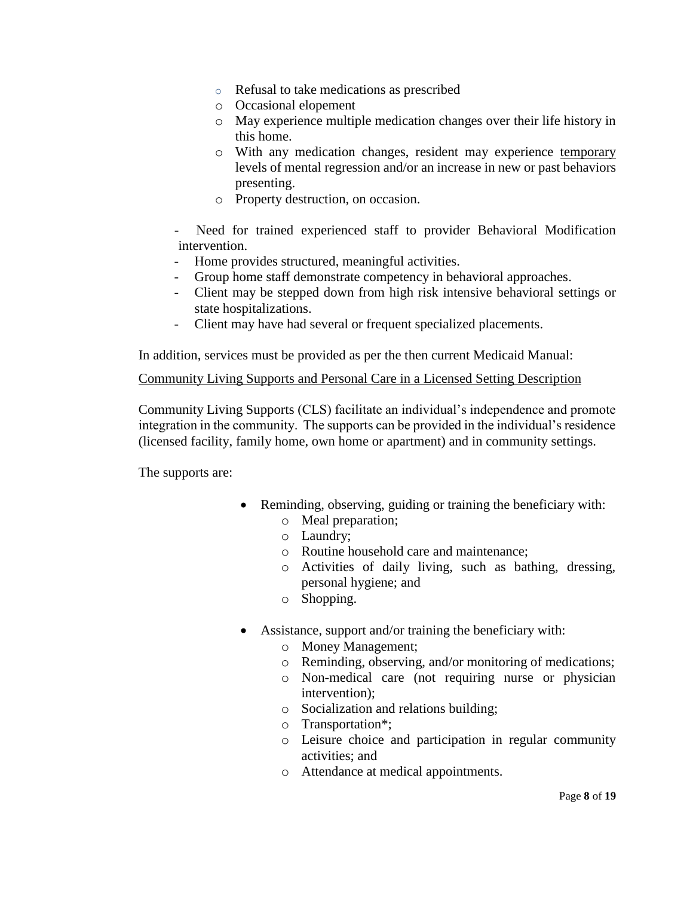- Refusal to take medications as prescribed
  - Occasional elopement
  - May experience multiple medication changes over their life history in this home.
  - With any medication changes, resident may experience <u>temporary</u> levels of mental regression and/or an increase in new or past behaviors presenting.
  - Property destruction, on occasion.

- Need for trained experienced staff to provider Behavioral Modification intervention.
- Home provides structured, meaningful activities.
- Group home staff demonstrate competency in behavioral approaches.
- Client may be stepped down from high risk intensive behavioral settings or state hospitalizations.
- Client may have had several or frequent specialized placements.

In addition, services must be provided as per the then current Medicaid Manual:

<u>Community Living Supports and Personal Care in a Licensed Setting Description</u>

Community Living Supports (CLS) facilitate an individual's independence and promote integration in the community. The supports can be provided in the individual's residence (licensed facility, family home, own home or apartment) and in community settings.

The supports are:

- Reminding, observing, guiding or training the beneficiary with:
  - Meal preparation;
  - Laundry;
  - Routine household care and maintenance;
  - Activities of daily living, such as bathing, dressing, personal hygiene; and
  - Shopping.

- Assistance, support and/or training the beneficiary with:
  - Money Management;
  - Reminding, observing, and/or monitoring of medications;
  - Non-medical care (not requiring nurse or physician intervention);
  - Socialization and relations building;
  - Transportation*;
  - Leisure choice and participation in regular community activities; and
  - Attendance at medical appointments.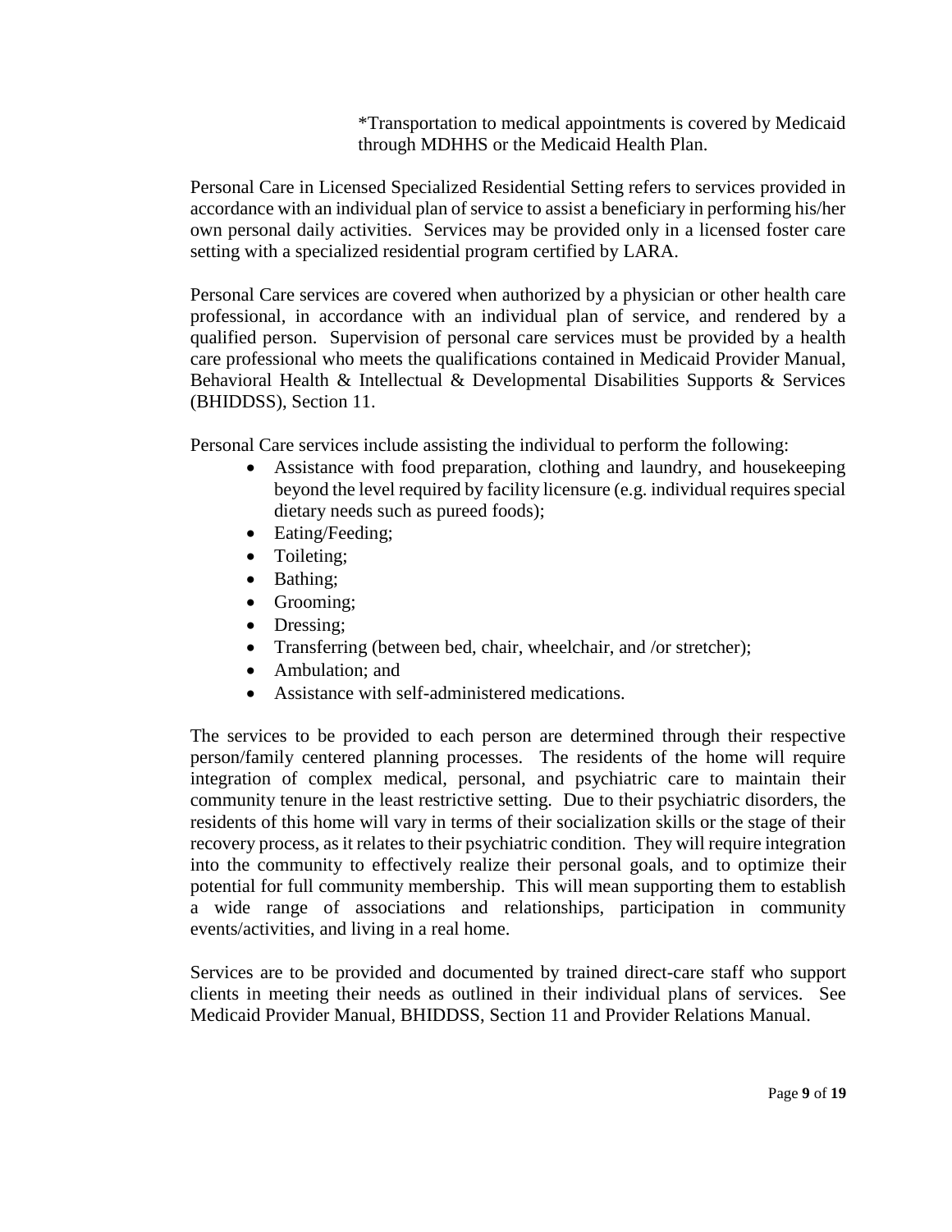*Transportation to medical appointments is covered by Medicaid through MDHHS or the Medicaid Health Plan.

Personal Care in Licensed Specialized Residential Setting refers to services provided in accordance with an individual plan of service to assist a beneficiary in performing his/her own personal daily activities. Services may be provided only in a licensed foster care setting with a specialized residential program certified by LARA.

Personal Care services are covered when authorized by a physician or other health care professional, in accordance with an individual plan of service, and rendered by a qualified person. Supervision of personal care services must be provided by a health care professional who meets the qualifications contained in Medicaid Provider Manual, Behavioral Health & Intellectual & Developmental Disabilities Supports & Services (BHIDDSS), Section 11.

Personal Care services include assisting the individual to perform the following:

- Assistance with food preparation, clothing and laundry, and housekeeping beyond the level required by facility licensure (e.g. individual requires special dietary needs such as pureed foods);
- Eating/Feeding;
- Toileting;
- Bathing;
- Grooming;
- Dressing;
- Transferring (between bed, chair, wheelchair, and /or stretcher);
- Ambulation; and
- Assistance with self-administered medications.

The services to be provided to each person are determined through their respective person/family centered planning processes. The residents of the home will require integration of complex medical, personal, and psychiatric care to maintain their community tenure in the least restrictive setting. Due to their psychiatric disorders, the residents of this home will vary in terms of their socialization skills or the stage of their recovery process, as it relates to their psychiatric condition. They will require integration into the community to effectively realize their personal goals, and to optimize their potential for full community membership. This will mean supporting them to establish a wide range of associations and relationships, participation in community events/activities, and living in a real home.

Services are to be provided and documented by trained direct-care staff who support clients in meeting their needs as outlined in their individual plans of services. See Medicaid Provider Manual, BHIDDSS, Section 11 and Provider Relations Manual.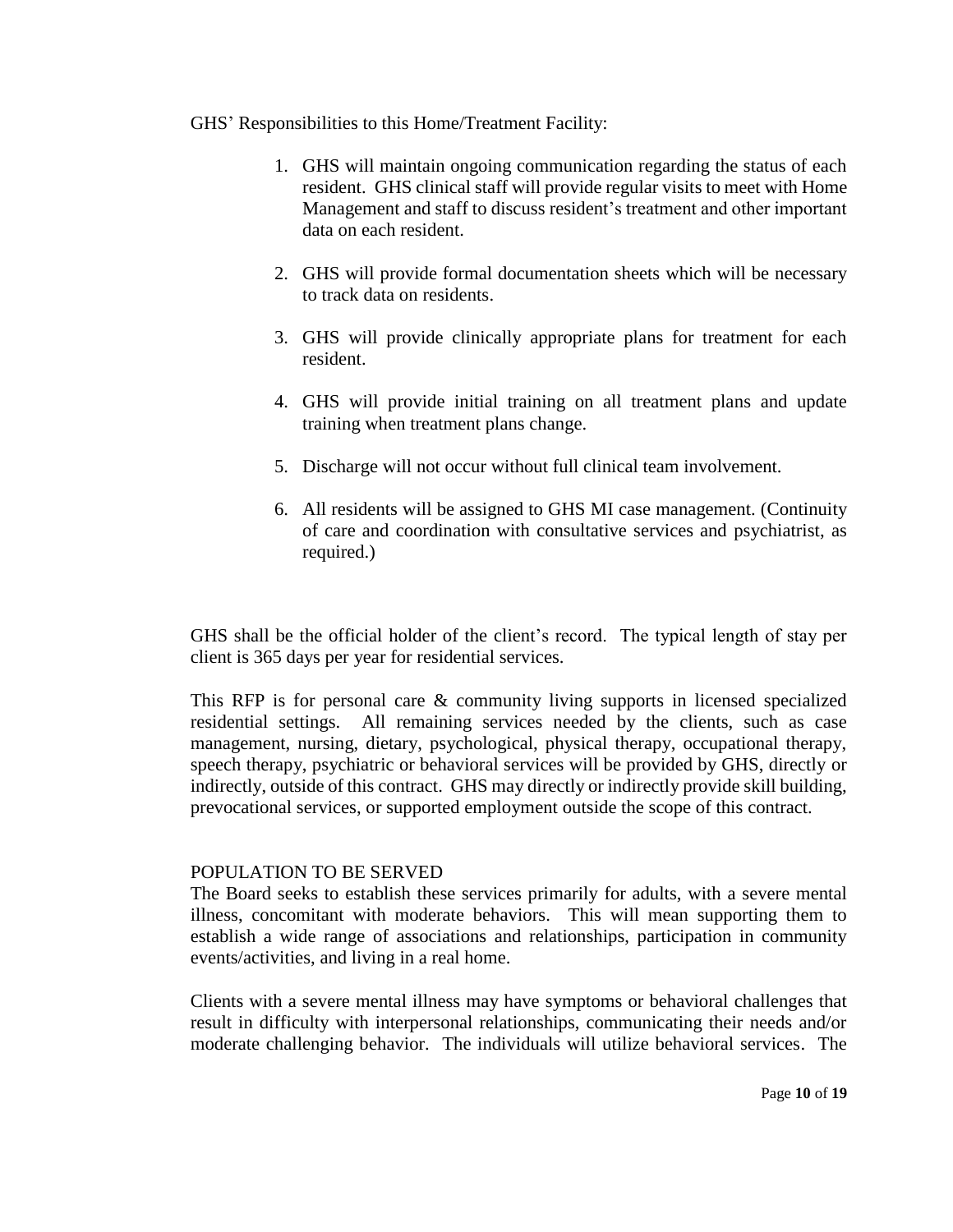GHS' Responsibilities to this Home/Treatment Facility:

1. GHS will maintain ongoing communication regarding the status of each resident. GHS clinical staff will provide regular visits to meet with Home Management and staff to discuss resident's treatment and other important data on each resident.

2. GHS will provide formal documentation sheets which will be necessary to track data on residents.

3. GHS will provide clinically appropriate plans for treatment for each resident.

4. GHS will provide initial training on all treatment plans and update training when treatment plans change.

5. Discharge will not occur without full clinical team involvement.

6. All residents will be assigned to GHS MI case management. (Continuity of care and coordination with consultative services and psychiatrist, as required.)

GHS shall be the official holder of the client's record. The typical length of stay per client is 365 days per year for residential services.

This RFP is for personal care & community living supports in licensed specialized residential settings. All remaining services needed by the clients, such as case management, nursing, dietary, psychological, physical therapy, occupational therapy, speech therapy, psychiatric or behavioral services will be provided by GHS, directly or indirectly, outside of this contract. GHS may directly or indirectly provide skill building, prevocational services, or supported employment outside the scope of this contract.

POPULATION TO BE SERVED

The Board seeks to establish these services primarily for adults, with a severe mental illness, concomitant with moderate behaviors. This will mean supporting them to establish a wide range of associations and relationships, participation in community events/activities, and living in a real home.

Clients with a severe mental illness may have symptoms or behavioral challenges that result in difficulty with interpersonal relationships, communicating their needs and/or moderate challenging behavior. The individuals will utilize behavioral services. The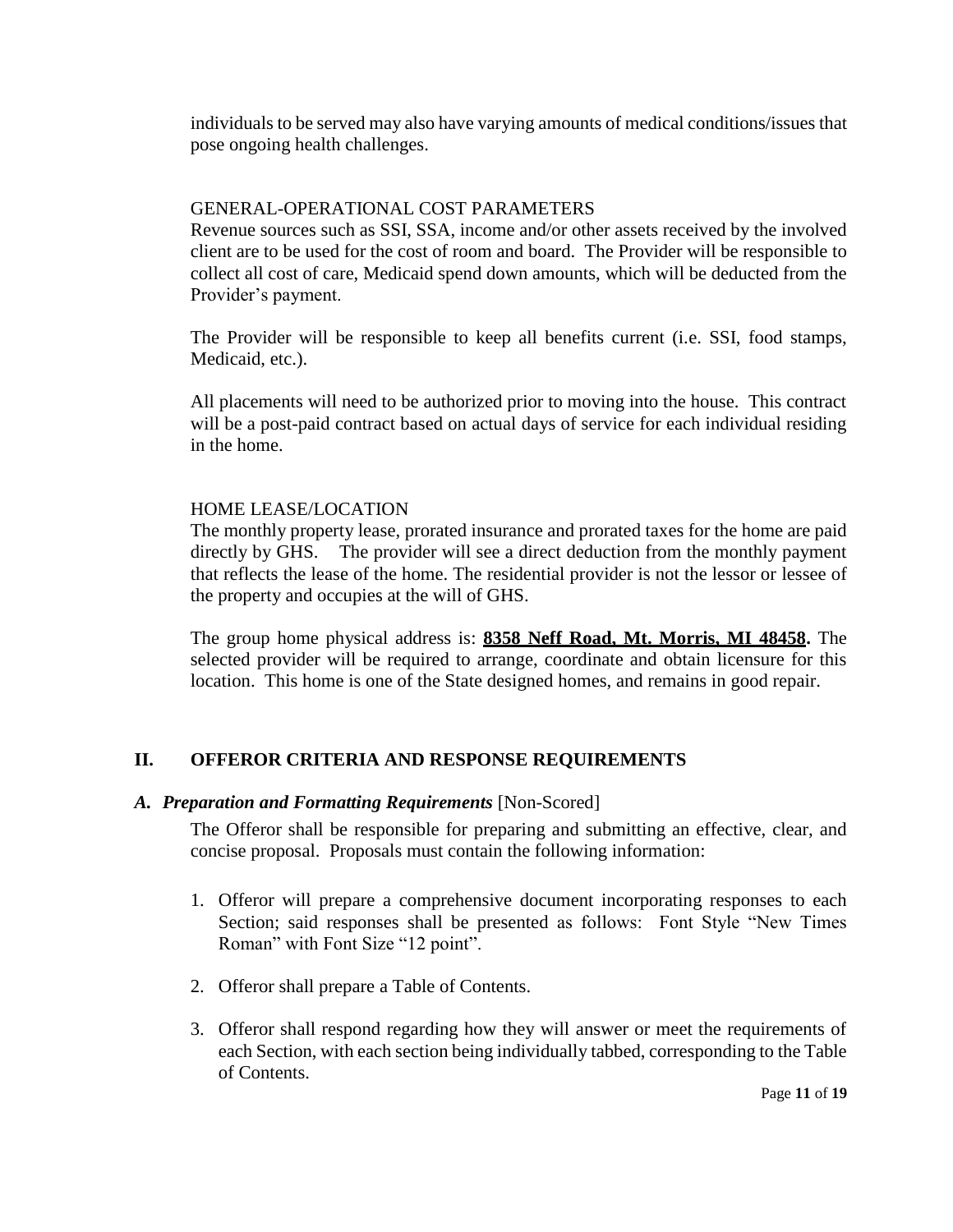individuals to be served may also have varying amounts of medical conditions/issues that pose ongoing health challenges.

GENERAL-OPERATIONAL COST PARAMETERS

Revenue sources such as SSI, SSA, income and/or other assets received by the involved client are to be used for the cost of room and board. The Provider will be responsible to collect all cost of care, Medicaid spend down amounts, which will be deducted from the Provider's payment.

The Provider will be responsible to keep all benefits current (i.e. SSI, food stamps, Medicaid, etc.).

All placements will need to be authorized prior to moving into the house. This contract will be a post-paid contract based on actual days of service for each individual residing in the home.

HOME LEASE/LOCATION

The monthly property lease, prorated insurance and prorated taxes for the home are paid directly by GHS. The provider will see a direct deduction from the monthly payment that reflects the lease of the home. The residential provider is not the lessor or lessee of the property and occupies at the will of GHS.

The group home physical address is: **8358 Neff Road, Mt. Morris, MI 48458.** The selected provider will be required to arrange, coordinate and obtain licensure for this location. This home is one of the State designed homes, and remains in good repair.

## II. OFFEROR CRITERIA AND RESPONSE REQUIREMENTS

### *A. Preparation and Formatting Requirements* [Non-Scored]

The Offeror shall be responsible for preparing and submitting an effective, clear, and concise proposal. Proposals must contain the following information:

1. Offeror will prepare a comprehensive document incorporating responses to each Section; said responses shall be presented as follows: Font Style "New Times Roman" with Font Size "12 point".

2. Offeror shall prepare a Table of Contents.

3. Offeror shall respond regarding how they will answer or meet the requirements of each Section, with each section being individually tabbed, corresponding to the Table of Contents.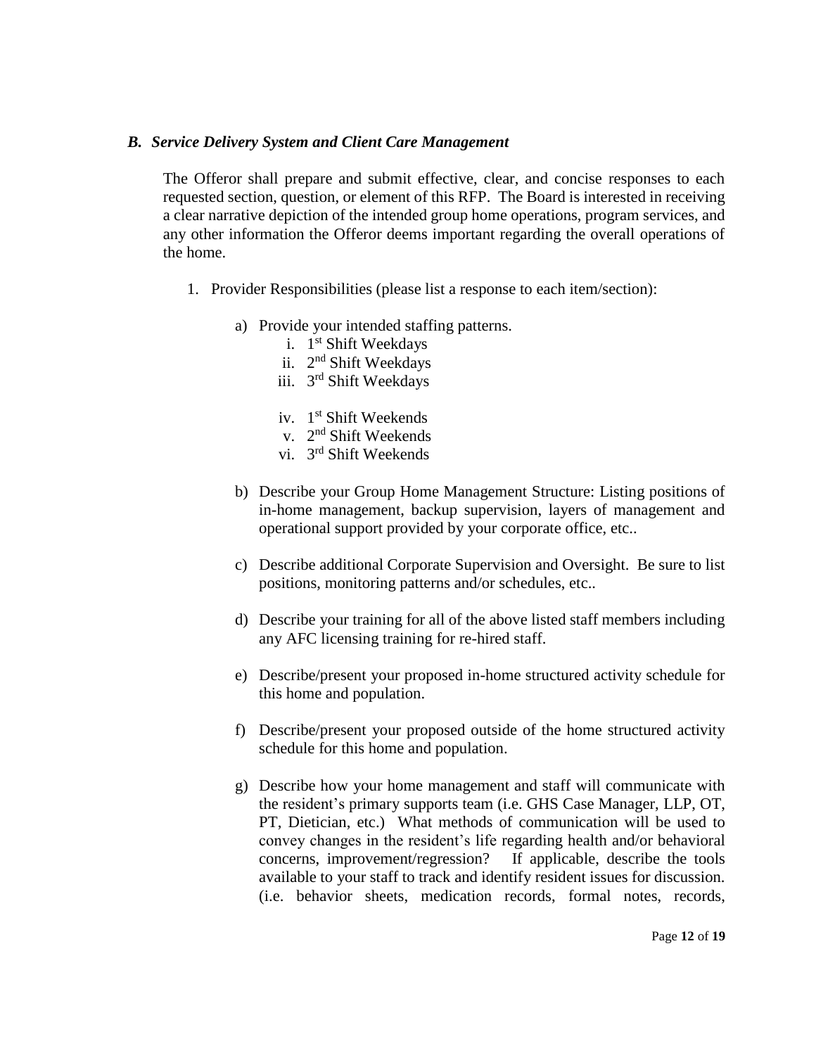### *B. Service Delivery System and Client Care Management*

The Offeror shall prepare and submit effective, clear, and concise responses to each requested section, question, or element of this RFP. The Board is interested in receiving a clear narrative depiction of the intended group home operations, program services, and any other information the Offeror deems important regarding the overall operations of the home.

1. Provider Responsibilities (please list a response to each item/section):

   a) Provide your intended staffing patterns.
      i. 1st Shift Weekdays
      ii. 2nd Shift Weekdays
      iii. 3rd Shift Weekdays

      iv. 1st Shift Weekends
      v. 2nd Shift Weekends
      vi. 3rd Shift Weekends

   b) Describe your Group Home Management Structure: Listing positions of in-home management, backup supervision, layers of management and operational support provided by your corporate office, etc..

   c) Describe additional Corporate Supervision and Oversight. Be sure to list positions, monitoring patterns and/or schedules, etc..

   d) Describe your training for all of the above listed staff members including any AFC licensing training for re-hired staff.

   e) Describe/present your proposed in-home structured activity schedule for this home and population.

   f) Describe/present your proposed outside of the home structured activity schedule for this home and population.

   g) Describe how your home management and staff will communicate with the resident's primary supports team (i.e. GHS Case Manager, LLP, OT, PT, Dietician, etc.) What methods of communication will be used to convey changes in the resident's life regarding health and/or behavioral concerns, improvement/regression? If applicable, describe the tools available to your staff to track and identify resident issues for discussion. (i.e. behavior sheets, medication records, formal notes, records,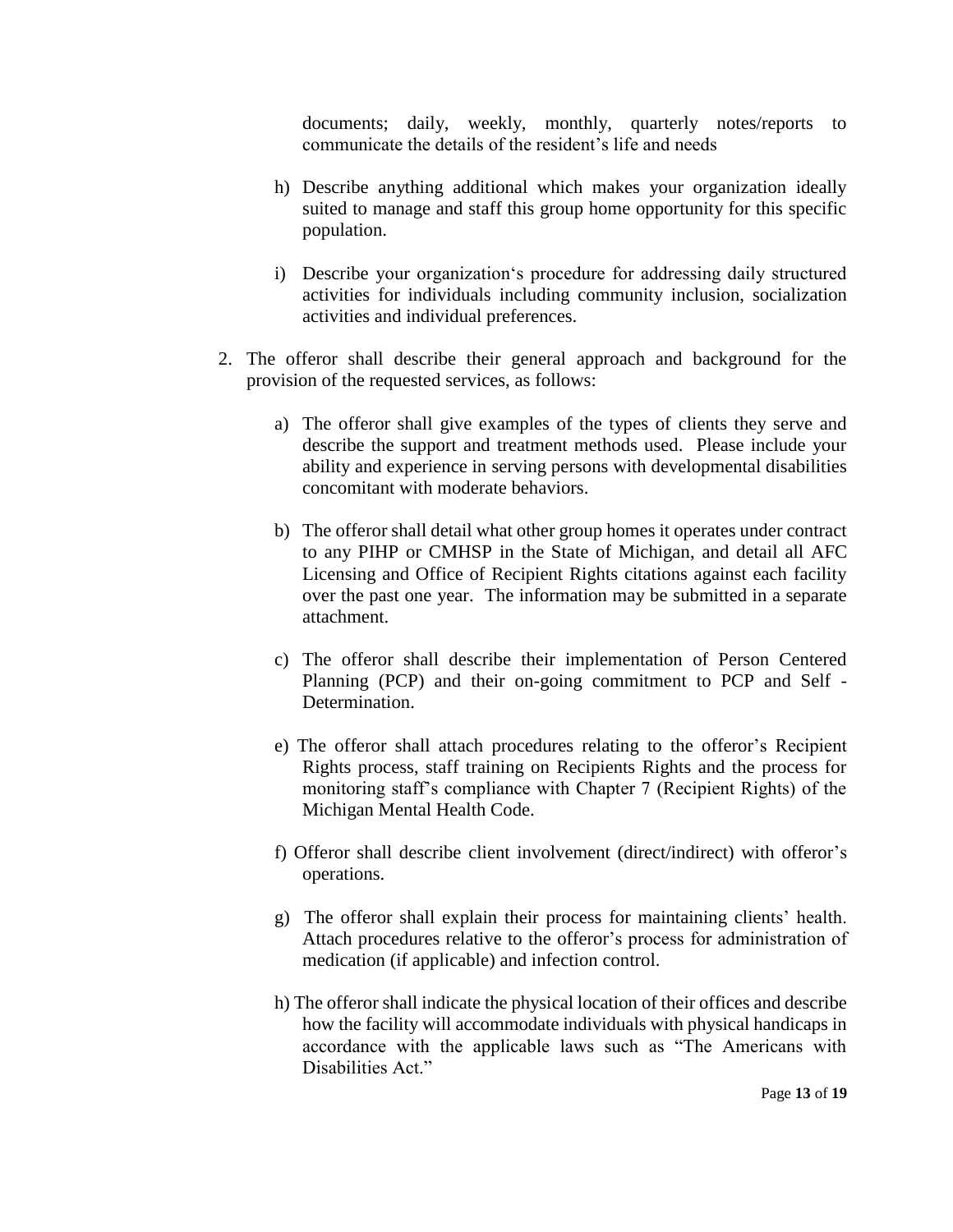documents; daily, weekly, monthly, quarterly notes/reports to communicate the details of the resident's life and needs

h) Describe anything additional which makes your organization ideally suited to manage and staff this group home opportunity for this specific population.

i) Describe your organization's procedure for addressing daily structured activities for individuals including community inclusion, socialization activities and individual preferences.

2. The offeror shall describe their general approach and background for the provision of the requested services, as follows:

    a) The offeror shall give examples of the types of clients they serve and describe the support and treatment methods used. Please include your ability and experience in serving persons with developmental disabilities concomitant with moderate behaviors.

    b) The offeror shall detail what other group homes it operates under contract to any PIHP or CMHSP in the State of Michigan, and detail all AFC Licensing and Office of Recipient Rights citations against each facility over the past one year. The information may be submitted in a separate attachment.

    c) The offeror shall describe their implementation of Person Centered Planning (PCP) and their on-going commitment to PCP and Self - Determination.

    e) The offeror shall attach procedures relating to the offeror's Recipient Rights process, staff training on Recipients Rights and the process for monitoring staff's compliance with Chapter 7 (Recipient Rights) of the Michigan Mental Health Code.

    f) Offeror shall describe client involvement (direct/indirect) with offeror's operations.

    g) The offeror shall explain their process for maintaining clients' health. Attach procedures relative to the offeror's process for administration of medication (if applicable) and infection control.

    h) The offeror shall indicate the physical location of their offices and describe how the facility will accommodate individuals with physical handicaps in accordance with the applicable laws such as "The Americans with Disabilities Act."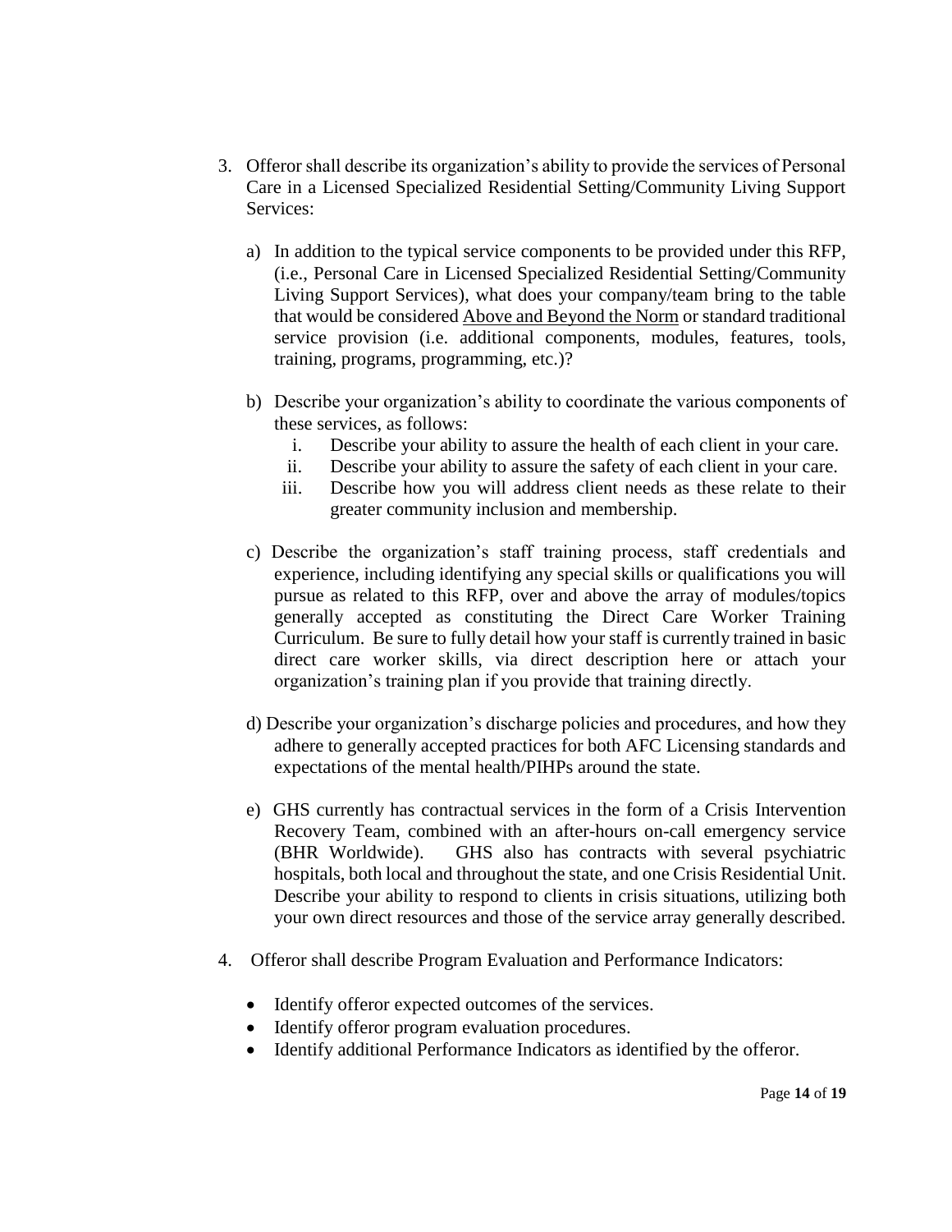3. Offeror shall describe its organization's ability to provide the services of Personal Care in a Licensed Specialized Residential Setting/Community Living Support Services:

   a) In addition to the typical service components to be provided under this RFP, (i.e., Personal Care in Licensed Specialized Residential Setting/Community Living Support Services), what does your company/team bring to the table that would be considered <u>Above and Beyond the Norm</u> or standard traditional service provision (i.e. additional components, modules, features, tools, training, programs, programming, etc.)?

   b) Describe your organization's ability to coordinate the various components of these services, as follows:
      1. Describe your ability to assure the health of each client in your care.
      2. Describe your ability to assure the safety of each client in your care.
      3. Describe how you will address client needs as these relate to their greater community inclusion and membership.

   c) Describe the organization's staff training process, staff credentials and experience, including identifying any special skills or qualifications you will pursue as related to this RFP, over and above the array of modules/topics generally accepted as constituting the Direct Care Worker Training Curriculum. Be sure to fully detail how your staff is currently trained in basic direct care worker skills, via direct description here or attach your organization's training plan if you provide that training directly.

   d) Describe your organization's discharge policies and procedures, and how they adhere to generally accepted practices for both AFC Licensing standards and expectations of the mental health/PIHPs around the state.

   e) GHS currently has contractual services in the form of a Crisis Intervention Recovery Team, combined with an after-hours on-call emergency service (BHR Worldwide). GHS also has contracts with several psychiatric hospitals, both local and throughout the state, and one Crisis Residential Unit. Describe your ability to respond to clients in crisis situations, utilizing both your own direct resources and those of the service array generally described.

4. Offeror shall describe Program Evaluation and Performance Indicators:

   - Identify offeror expected outcomes of the services.
   - Identify offeror program evaluation procedures.
   - Identify additional Performance Indicators as identified by the offeror.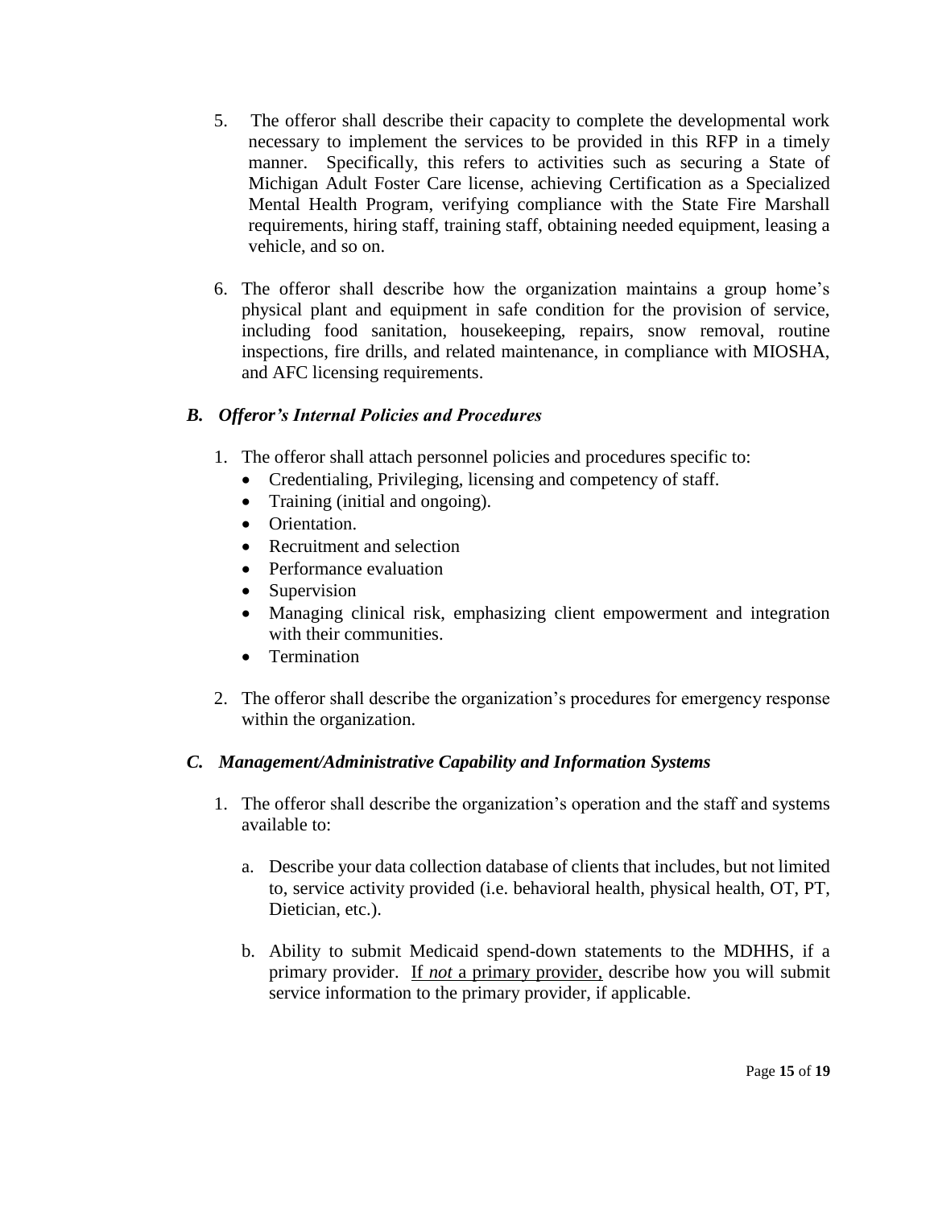5. The offeror shall describe their capacity to complete the developmental work necessary to implement the services to be provided in this RFP in a timely manner. Specifically, this refers to activities such as securing a State of Michigan Adult Foster Care license, achieving Certification as a Specialized Mental Health Program, verifying compliance with the State Fire Marshall requirements, hiring staff, training staff, obtaining needed equipment, leasing a vehicle, and so on.

6. The offeror shall describe how the organization maintains a group home's physical plant and equipment in safe condition for the provision of service, including food sanitation, housekeeping, repairs, snow removal, routine inspections, fire drills, and related maintenance, in compliance with MIOSHA, and AFC licensing requirements.

### *B. Offeror's Internal Policies and Procedures*

1. The offeror shall attach personnel policies and procedures specific to:
   - Credentialing, Privileging, licensing and competency of staff.
   - Training (initial and ongoing).
   - Orientation.
   - Recruitment and selection
   - Performance evaluation
   - Supervision
   - Managing clinical risk, emphasizing client empowerment and integration with their communities.
   - Termination

2. The offeror shall describe the organization's procedures for emergency response within the organization.

### *C. Management/Administrative Capability and Information Systems*

1. The offeror shall describe the organization's operation and the staff and systems available to:

   a. Describe your data collection database of clients that includes, but not limited to, service activity provided (i.e. behavioral health, physical health, OT, PT, Dietician, etc.).

   b. Ability to submit Medicaid spend-down statements to the MDHHS, if a primary provider. <u>If *not* a primary provider,</u> describe how you will submit service information to the primary provider, if applicable.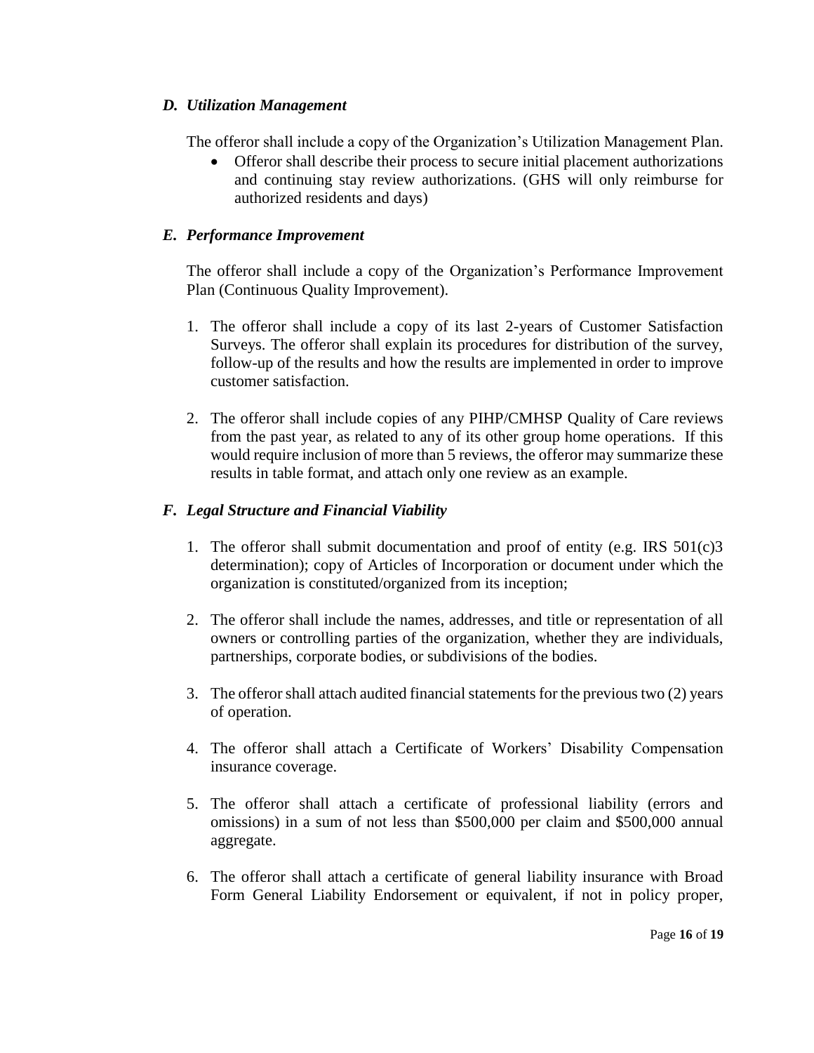### *D. Utilization Management*

The offeror shall include a copy of the Organization's Utilization Management Plan.

- Offeror shall describe their process to secure initial placement authorizations and continuing stay review authorizations. (GHS will only reimburse for authorized residents and days)

### *E. Performance Improvement*

The offeror shall include a copy of the Organization's Performance Improvement Plan (Continuous Quality Improvement).

1. The offeror shall include a copy of its last 2-years of Customer Satisfaction Surveys. The offeror shall explain its procedures for distribution of the survey, follow-up of the results and how the results are implemented in order to improve customer satisfaction.

2. The offeror shall include copies of any PIHP/CMHSP Quality of Care reviews from the past year, as related to any of its other group home operations. If this would require inclusion of more than 5 reviews, the offeror may summarize these results in table format, and attach only one review as an example.

### *F. Legal Structure and Financial Viability*

1. The offeror shall submit documentation and proof of entity (e.g. IRS 501(c)3 determination); copy of Articles of Incorporation or document under which the organization is constituted/organized from its inception;

2. The offeror shall include the names, addresses, and title or representation of all owners or controlling parties of the organization, whether they are individuals, partnerships, corporate bodies, or subdivisions of the bodies.

3. The offeror shall attach audited financial statements for the previous two (2) years of operation.

4. The offeror shall attach a Certificate of Workers' Disability Compensation insurance coverage.

5. The offeror shall attach a certificate of professional liability (errors and omissions) in a sum of not less than $500,000 per claim and $500,000 annual aggregate.

6. The offeror shall attach a certificate of general liability insurance with Broad Form General Liability Endorsement or equivalent, if not in policy proper,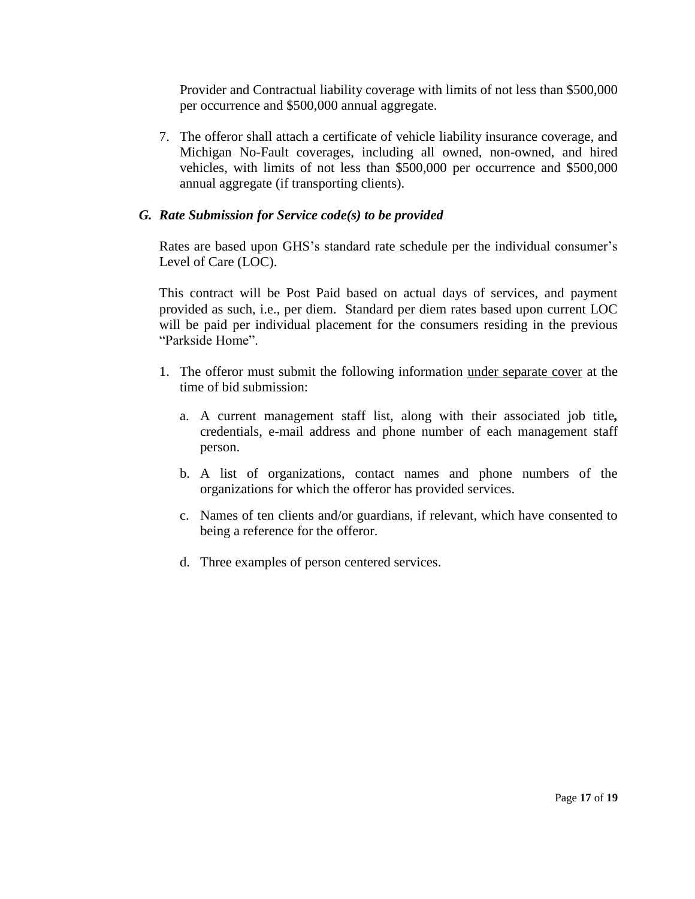Provider and Contractual liability coverage with limits of not less than $500,000 per occurrence and $500,000 annual aggregate.

7. The offeror shall attach a certificate of vehicle liability insurance coverage, and Michigan No-Fault coverages, including all owned, non-owned, and hired vehicles, with limits of not less than $500,000 per occurrence and $500,000 annual aggregate (if transporting clients).

### *G. Rate Submission for Service code(s) to be provided*

Rates are based upon GHS's standard rate schedule per the individual consumer's Level of Care (LOC).

This contract will be Post Paid based on actual days of services, and payment provided as such, i.e., per diem. Standard per diem rates based upon current LOC will be paid per individual placement for the consumers residing in the previous "Parkside Home".

1. The offeror must submit the following information <u>under separate cover</u> at the time of bid submission:

   a. A current management staff list, along with their associated job title**,** credentials, e-mail address and phone number of each management staff person.

   b. A list of organizations, contact names and phone numbers of the organizations for which the offeror has provided services.

   c. Names of ten clients and/or guardians, if relevant, which have consented to being a reference for the offeror.

   d. Three examples of person centered services.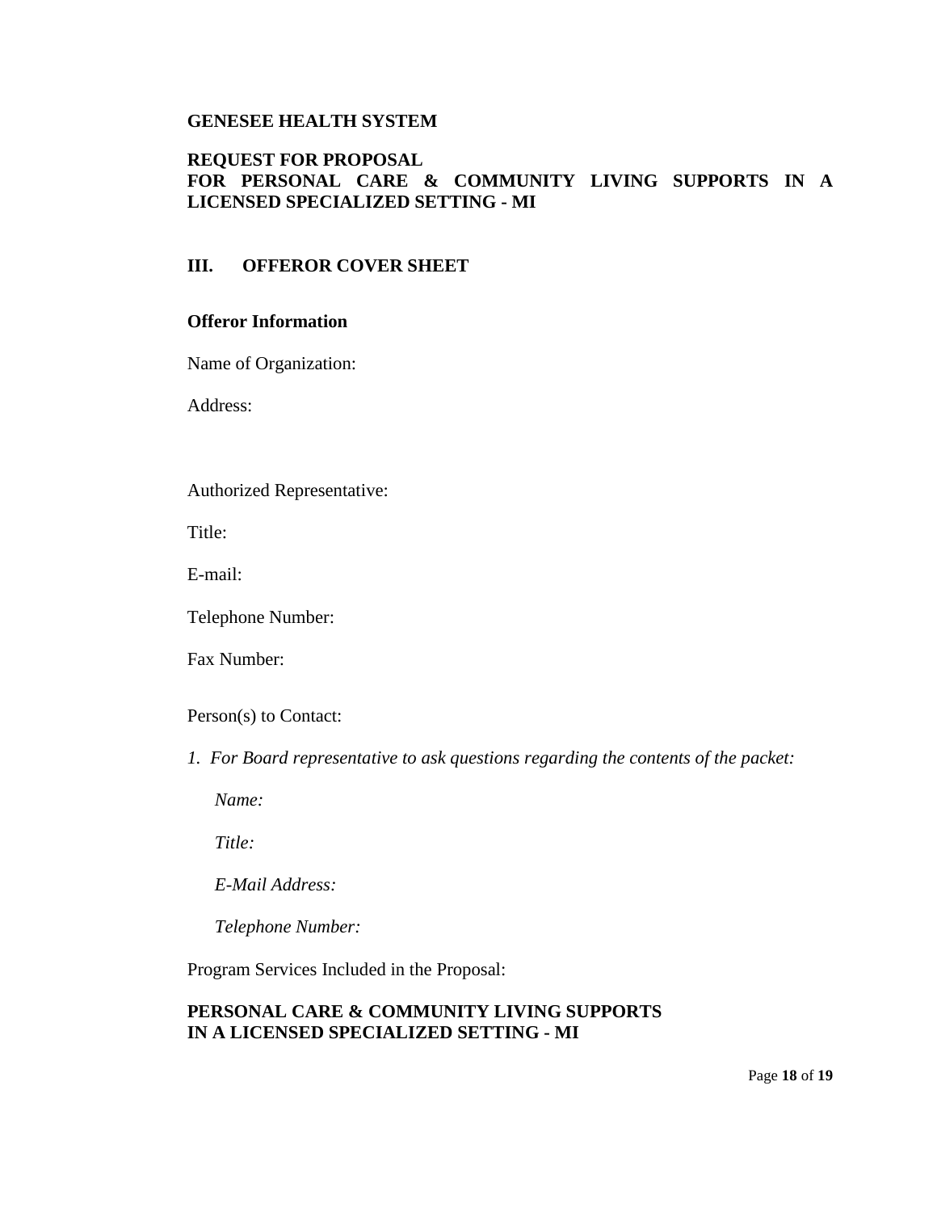**GENESEE HEALTH SYSTEM**

**REQUEST FOR PROPOSAL**
**FOR PERSONAL CARE & COMMUNITY LIVING SUPPORTS IN A LICENSED SPECIALIZED SETTING - MI**

## III. OFFEROR COVER SHEET

**Offeror Information**

Name of Organization:

Address:

Authorized Representative:

Title:

E-mail:

Telephone Number:

Fax Number:

Person(s) to Contact:

*1. For Board representative to ask questions regarding the contents of the packet:*

*Name:*

*Title:*

*E-Mail Address:*

*Telephone Number:*

Program Services Included in the Proposal:

**PERSONAL CARE & COMMUNITY LIVING SUPPORTS**
**IN A LICENSED SPECIALIZED SETTING - MI**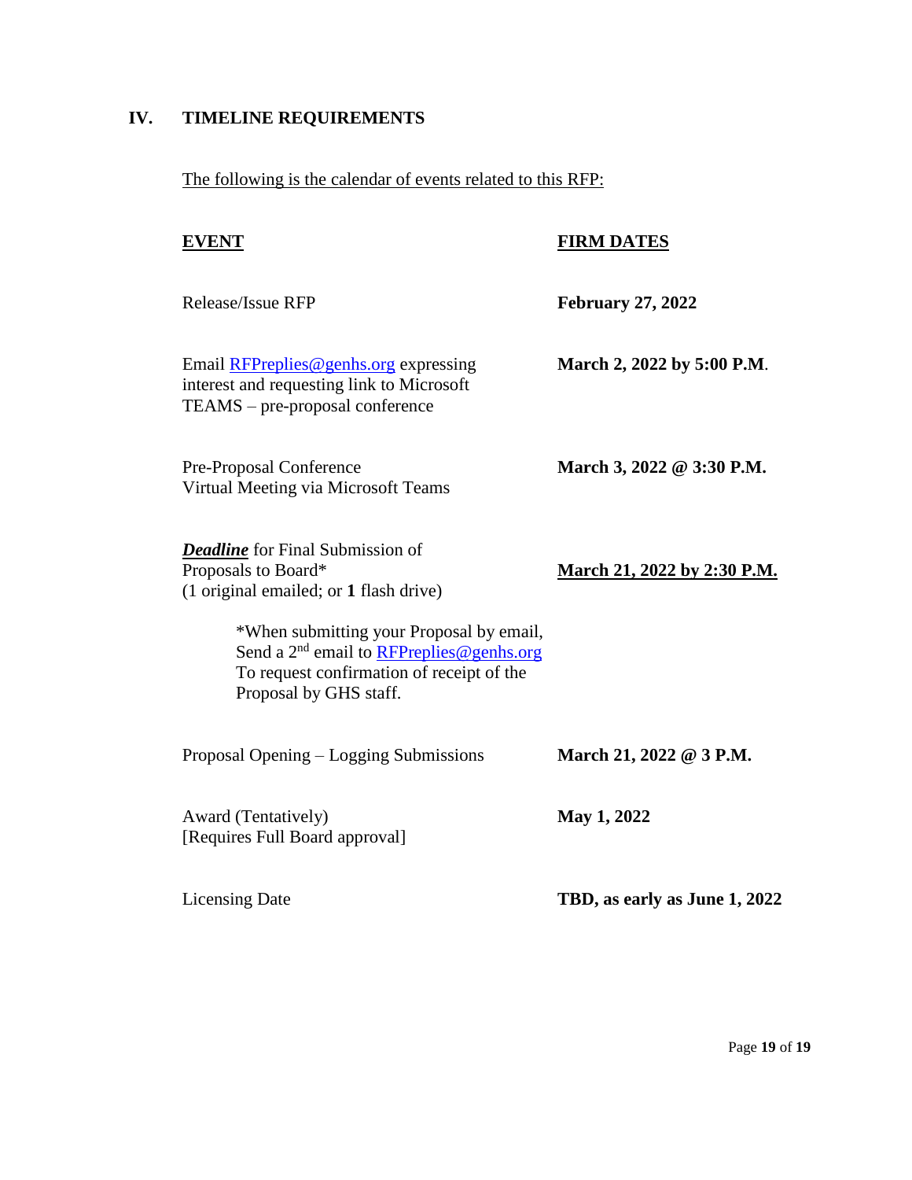## IV. TIMELINE REQUIREMENTS

The following is the calendar of events related to this RFP:

| EVENT | FIRM DATES |
|---|---|
| Release/Issue RFP | **February 27, 2022** |
| Email RFPreplies@genhs.org expressing interest and requesting link to Microsoft TEAMS – pre-proposal conference | **March 2, 2022 by 5:00 P.M**. |
| Pre-Proposal Conference<br>Virtual Meeting via Microsoft Teams | **March 3, 2022 @ 3:30 P.M.** |
| ***Deadline*** for Final Submission of Proposals to Board*<br>(1 original emailed; or **1** flash drive)<br><br>*When submitting your Proposal by email, Send a 2nd email to RFPreplies@genhs.org To request confirmation of receipt of the Proposal by GHS staff. | **March 21, 2022 by 2:30 P.M.** |
| Proposal Opening – Logging Submissions | **March 21, 2022 @ 3 P.M.** |
| Award (Tentatively)<br>[Requires Full Board approval] | **May 1, 2022** |
| Licensing Date | **TBD, as early as June 1, 2022** |